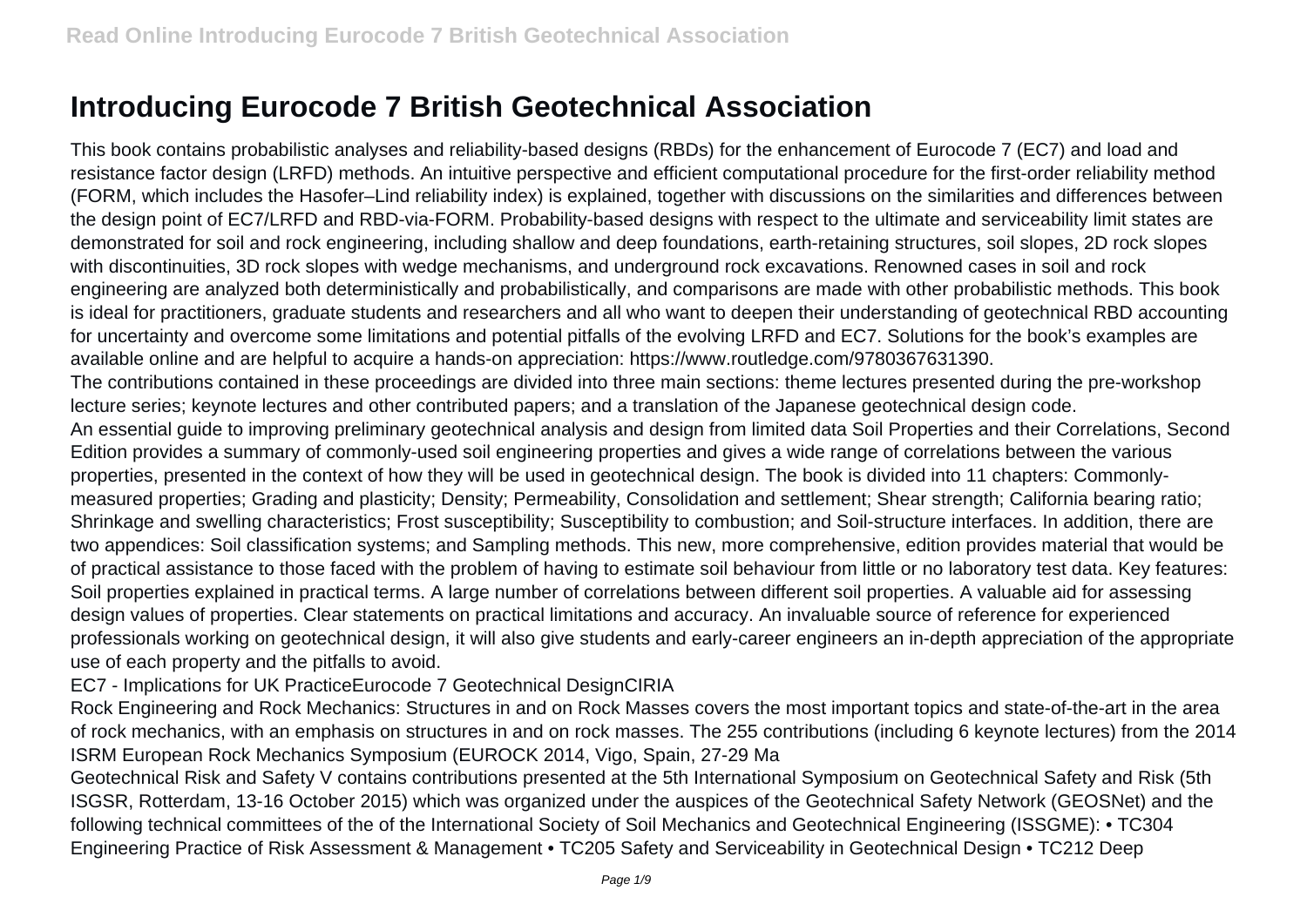# Introducing Eurocode 7 British Geotechnical Association

This book contains probabilistic analyses and reliability-based designs (RBDs) for the enhancement of Eurocode 7 (EC7) and load and resistance factor design (LRFD) methods. An intuitive perspective and efficient computational procedure for the first-order reliability method (FORM, which includes the Hasofer–Lind reliability index) is explained, together with discussions on the similarities and differences between the design point of EC7/LRFD and RBD-via-FORM. Probability-based designs with respect to the ultimate and serviceability limit states are demonstrated for soil and rock engineering, including shallow and deep foundations, earth-retaining structures, soil slopes, 2D rock slopes with discontinuities, 3D rock slopes with wedge mechanisms, and underground rock excavations. Renowned cases in soil and rock engineering are analyzed both deterministically and probabilistically, and comparisons are made with other probabilistic methods. This book is ideal for practitioners, graduate students and researchers and all who want to deepen their understanding of geotechnical RBD accounting for uncertainty and overcome some limitations and potential pitfalls of the evolving LRFD and EC7. Solutions for the book's examples are available online and are helpful to acquire a hands-on appreciation: https://www.routledge.com/9780367631390.

The contributions contained in these proceedings are divided into three main sections: theme lectures presented during the pre-workshop lecture series; keynote lectures and other contributed papers; and a translation of the Japanese geotechnical design code.

An essential guide to improving preliminary geotechnical analysis and design from limited data Soil Properties and their Correlations, Second Edition provides a summary of commonly-used soil engineering properties and gives a wide range of correlations between the various properties, presented in the context of how they will be used in geotechnical design. The book is divided into 11 chapters: Commonly-measured properties; Grading and plasticity; Density; Permeability, Consolidation and settlement; Shear strength; California bearing ratio; Shrinkage and swelling characteristics; Frost susceptibility; Susceptibility to combustion; and Soil-structure interfaces. In addition, there are two appendices: Soil classification systems; and Sampling methods. This new, more comprehensive, edition provides material that would be of practical assistance to those faced with the problem of having to estimate soil behaviour from little or no laboratory test data. Key features: Soil properties explained in practical terms. A large number of correlations between different soil properties. A valuable aid for assessing design values of properties. Clear statements on practical limitations and accuracy. An invaluable source of reference for experienced professionals working on geotechnical design, it will also give students and early-career engineers an in-depth appreciation of the appropriate use of each property and the pitfalls to avoid.

EC7 - Implications for UK PracticeEurocode 7 Geotechnical DesignCIRIA

Rock Engineering and Rock Mechanics: Structures in and on Rock Masses covers the most important topics and state-of-the-art in the area of rock mechanics, with an emphasis on structures in and on rock masses. The 255 contributions (including 6 keynote lectures) from the 2014 ISRM European Rock Mechanics Symposium (EUROCK 2014, Vigo, Spain, 27-29 Ma

Geotechnical Risk and Safety V contains contributions presented at the 5th International Symposium on Geotechnical Safety and Risk (5th ISGSR, Rotterdam, 13-16 October 2015) which was organized under the auspices of the Geotechnical Safety Network (GEOSNet) and the following technical committees of the of the International Society of Soil Mechanics and Geotechnical Engineering (ISSGME): • TC304 Engineering Practice of Risk Assessment & Management • TC205 Safety and Serviceability in Geotechnical Design • TC212 Deep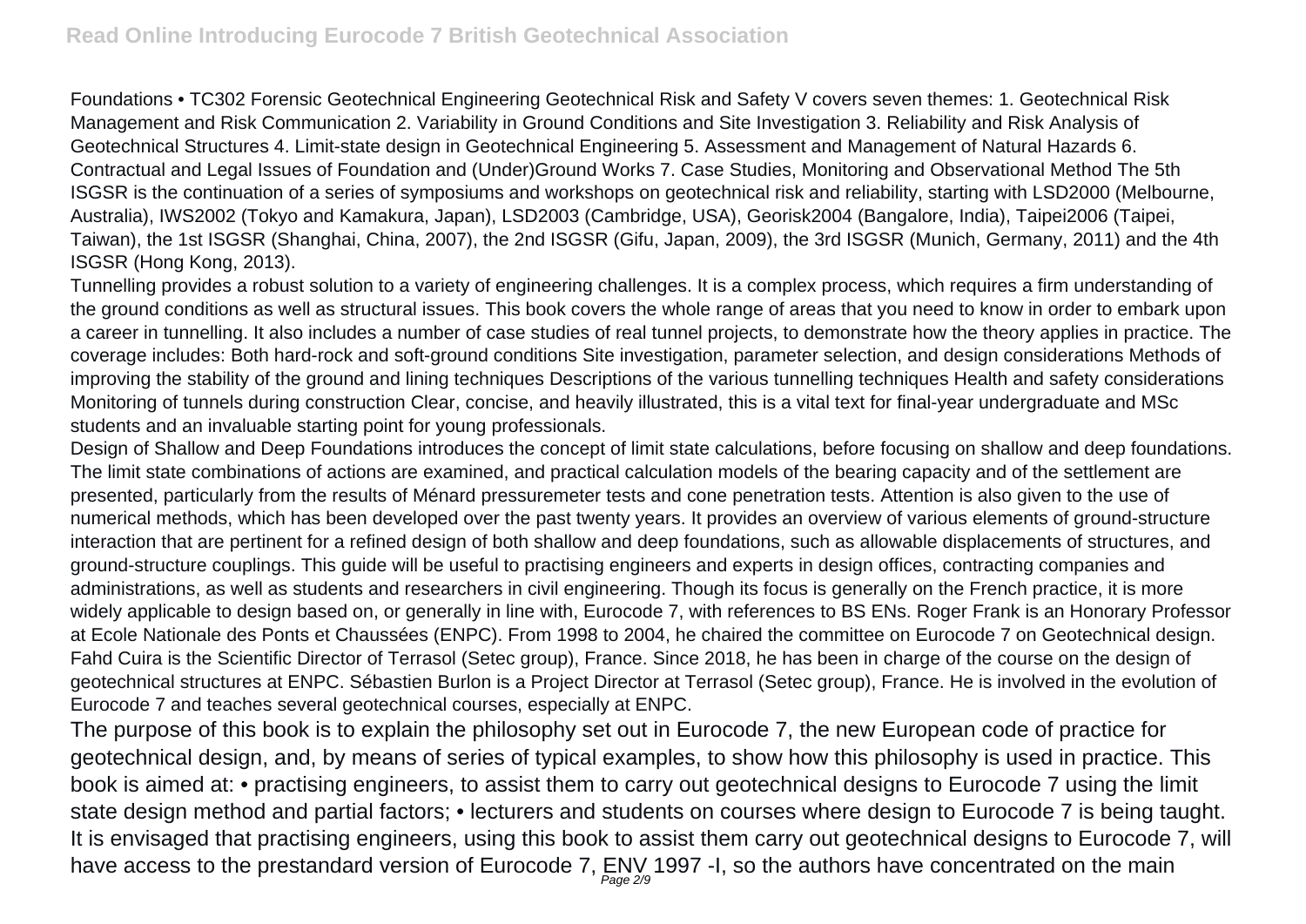Foundations • TC302 Forensic Geotechnical Engineering Geotechnical Risk and Safety V covers seven themes: 1. Geotechnical Risk Management and Risk Communication 2. Variability in Ground Conditions and Site Investigation 3. Reliability and Risk Analysis of Geotechnical Structures 4. Limit-state design in Geotechnical Engineering 5. Assessment and Management of Natural Hazards 6. Contractual and Legal Issues of Foundation and (Under)Ground Works 7. Case Studies, Monitoring and Observational Method The 5th ISGSR is the continuation of a series of symposiums and workshops on geotechnical risk and reliability, starting with LSD2000 (Melbourne, Australia), IWS2002 (Tokyo and Kamakura, Japan), LSD2003 (Cambridge, USA), Georisk2004 (Bangalore, India), Taipei2006 (Taipei, Taiwan), the 1st ISGSR (Shanghai, China, 2007), the 2nd ISGSR (Gifu, Japan, 2009), the 3rd ISGSR (Munich, Germany, 2011) and the 4th ISGSR (Hong Kong, 2013).

Tunnelling provides a robust solution to a variety of engineering challenges. It is a complex process, which requires a firm understanding of the ground conditions as well as structural issues. This book covers the whole range of areas that you need to know in order to embark upon a career in tunnelling. It also includes a number of case studies of real tunnel projects, to demonstrate how the theory applies in practice. The coverage includes: Both hard-rock and soft-ground conditions Site investigation, parameter selection, and design considerations Methods of improving the stability of the ground and lining techniques Descriptions of the various tunnelling techniques Health and safety considerations Monitoring of tunnels during construction Clear, concise, and heavily illustrated, this is a vital text for final-year undergraduate and MSc students and an invaluable starting point for young professionals.

Design of Shallow and Deep Foundations introduces the concept of limit state calculations, before focusing on shallow and deep foundations. The limit state combinations of actions are examined, and practical calculation models of the bearing capacity and of the settlement are presented, particularly from the results of Ménard pressuremeter tests and cone penetration tests. Attention is also given to the use of numerical methods, which has been developed over the past twenty years. It provides an overview of various elements of ground-structure interaction that are pertinent for a refined design of both shallow and deep foundations, such as allowable displacements of structures, and ground-structure couplings. This guide will be useful to practising engineers and experts in design offices, contracting companies and administrations, as well as students and researchers in civil engineering. Though its focus is generally on the French practice, it is more widely applicable to design based on, or generally in line with, Eurocode 7, with references to BS ENs. Roger Frank is an Honorary Professor at Ecole Nationale des Ponts et Chaussées (ENPC). From 1998 to 2004, he chaired the committee on Eurocode 7 on Geotechnical design. Fahd Cuira is the Scientific Director of Terrasol (Setec group), France. Since 2018, he has been in charge of the course on the design of geotechnical structures at ENPC. Sébastien Burlon is a Project Director at Terrasol (Setec group), France. He is involved in the evolution of Eurocode 7 and teaches several geotechnical courses, especially at ENPC.

The purpose of this book is to explain the philosophy set out in Eurocode 7, the new European code of practice for geotechnical design, and, by means of series of typical examples, to show how this philosophy is used in practice. This book is aimed at: • practising engineers, to assist them to carry out geotechnical designs to Eurocode 7 using the limit state design method and partial factors; • lecturers and students on courses where design to Eurocode 7 is being taught. It is envisaged that practising engineers, using this book to assist them carry out geotechnical designs to Eurocode 7, will have access to the prestandard version of Eurocode 7, ENV 1997 -I, so the authors have concentrated on the main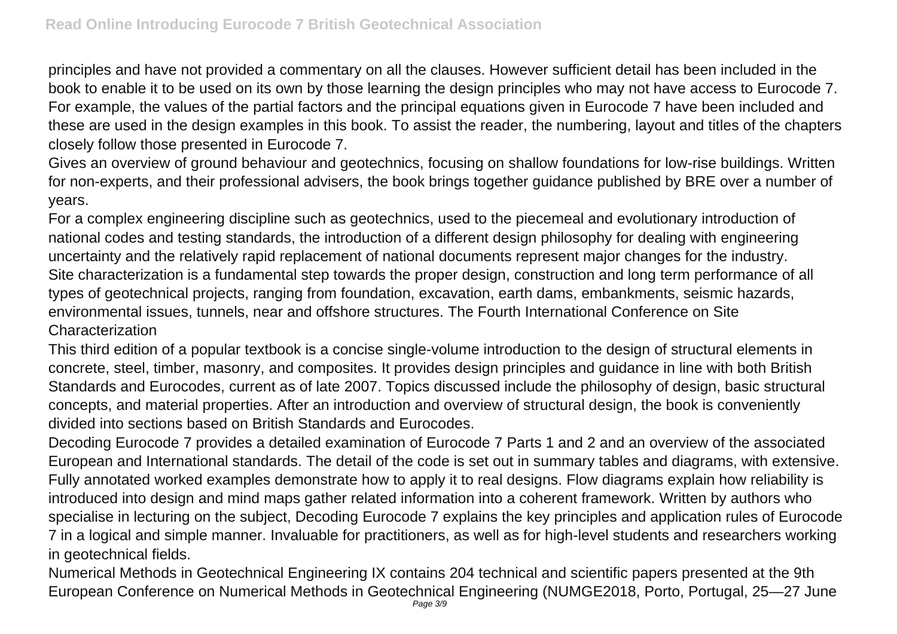principles and have not provided a commentary on all the clauses. However sufficient detail has been included in the book to enable it to be used on its own by those learning the design principles who may not have access to Eurocode 7. For example, the values of the partial factors and the principal equations given in Eurocode 7 have been included and these are used in the design examples in this book. To assist the reader, the numbering, layout and titles of the chapters closely follow those presented in Eurocode 7.

Gives an overview of ground behaviour and geotechnics, focusing on shallow foundations for low-rise buildings. Written for non-experts, and their professional advisers, the book brings together guidance published by BRE over a number of years.

For a complex engineering discipline such as geotechnics, used to the piecemeal and evolutionary introduction of national codes and testing standards, the introduction of a different design philosophy for dealing with engineering uncertainty and the relatively rapid replacement of national documents represent major changes for the industry.

Site characterization is a fundamental step towards the proper design, construction and long term performance of all types of geotechnical projects, ranging from foundation, excavation, earth dams, embankments, seismic hazards, environmental issues, tunnels, near and offshore structures. The Fourth International Conference on Site Characterization

This third edition of a popular textbook is a concise single-volume introduction to the design of structural elements in concrete, steel, timber, masonry, and composites. It provides design principles and guidance in line with both British Standards and Eurocodes, current as of late 2007. Topics discussed include the philosophy of design, basic structural concepts, and material properties. After an introduction and overview of structural design, the book is conveniently divided into sections based on British Standards and Eurocodes.

Decoding Eurocode 7 provides a detailed examination of Eurocode 7 Parts 1 and 2 and an overview of the associated European and International standards. The detail of the code is set out in summary tables and diagrams, with extensive. Fully annotated worked examples demonstrate how to apply it to real designs. Flow diagrams explain how reliability is introduced into design and mind maps gather related information into a coherent framework. Written by authors who specialise in lecturing on the subject, Decoding Eurocode 7 explains the key principles and application rules of Eurocode 7 in a logical and simple manner. Invaluable for practitioners, as well as for high-level students and researchers working in geotechnical fields.

Numerical Methods in Geotechnical Engineering IX contains 204 technical and scientific papers presented at the 9th European Conference on Numerical Methods in Geotechnical Engineering (NUMGE2018, Porto, Portugal, 25—27 June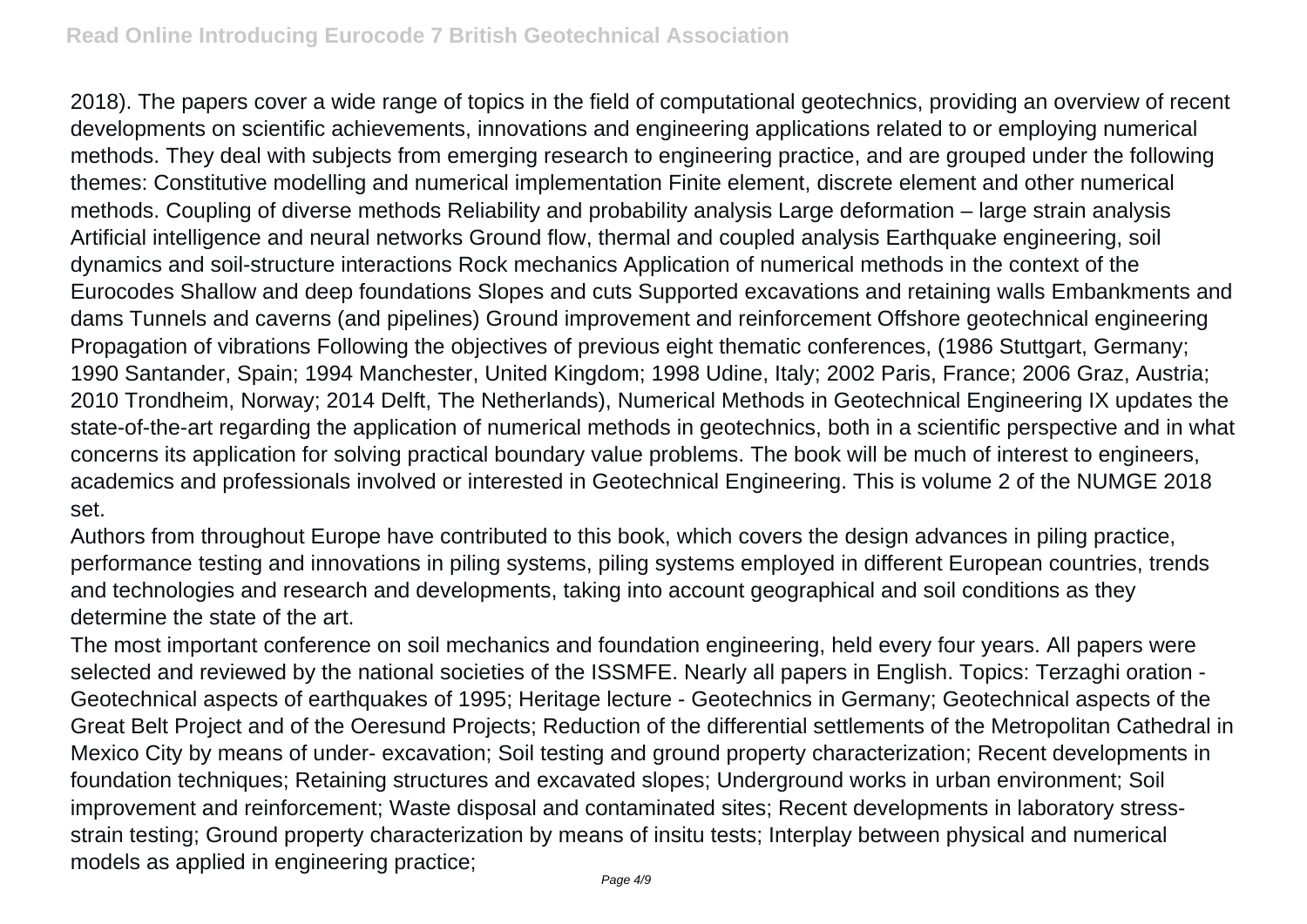2018). The papers cover a wide range of topics in the field of computational geotechnics, providing an overview of recent developments on scientific achievements, innovations and engineering applications related to or employing numerical methods. They deal with subjects from emerging research to engineering practice, and are grouped under the following themes: Constitutive modelling and numerical implementation Finite element, discrete element and other numerical methods. Coupling of diverse methods Reliability and probability analysis Large deformation – large strain analysis Artificial intelligence and neural networks Ground flow, thermal and coupled analysis Earthquake engineering, soil dynamics and soil-structure interactions Rock mechanics Application of numerical methods in the context of the Eurocodes Shallow and deep foundations Slopes and cuts Supported excavations and retaining walls Embankments and dams Tunnels and caverns (and pipelines) Ground improvement and reinforcement Offshore geotechnical engineering Propagation of vibrations Following the objectives of previous eight thematic conferences, (1986 Stuttgart, Germany; 1990 Santander, Spain; 1994 Manchester, United Kingdom; 1998 Udine, Italy; 2002 Paris, France; 2006 Graz, Austria; 2010 Trondheim, Norway; 2014 Delft, The Netherlands), Numerical Methods in Geotechnical Engineering IX updates the state-of-the-art regarding the application of numerical methods in geotechnics, both in a scientific perspective and in what concerns its application for solving practical boundary value problems. The book will be much of interest to engineers, academics and professionals involved or interested in Geotechnical Engineering. This is volume 2 of the NUMGE 2018 set.

Authors from throughout Europe have contributed to this book, which covers the design advances in piling practice, performance testing and innovations in piling systems, piling systems employed in different European countries, trends and technologies and research and developments, taking into account geographical and soil conditions as they determine the state of the art.

The most important conference on soil mechanics and foundation engineering, held every four years. All papers were selected and reviewed by the national societies of the ISSMFE. Nearly all papers in English. Topics: Terzaghi oration - Geotechnical aspects of earthquakes of 1995; Heritage lecture - Geotechnics in Germany; Geotechnical aspects of the Great Belt Project and of the Oeresund Projects; Reduction of the differential settlements of the Metropolitan Cathedral in Mexico City by means of under- excavation; Soil testing and ground property characterization; Recent developments in foundation techniques; Retaining structures and excavated slopes; Underground works in urban environment; Soil improvement and reinforcement; Waste disposal and contaminated sites; Recent developments in laboratory stress-strain testing; Ground property characterization by means of insitu tests; Interplay between physical and numerical models as applied in engineering practice;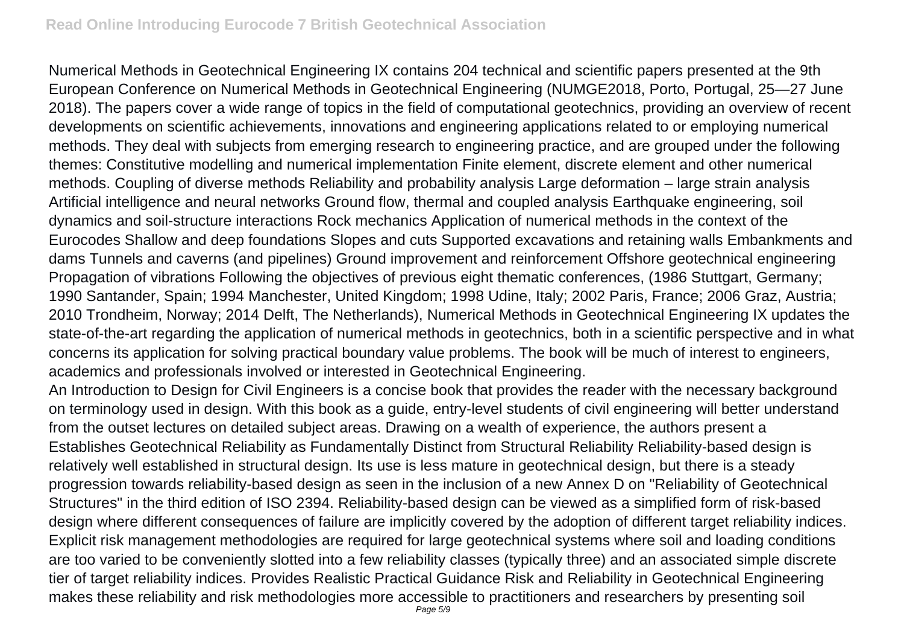Numerical Methods in Geotechnical Engineering IX contains 204 technical and scientific papers presented at the 9th European Conference on Numerical Methods in Geotechnical Engineering (NUMGE2018, Porto, Portugal, 25—27 June 2018). The papers cover a wide range of topics in the field of computational geotechnics, providing an overview of recent developments on scientific achievements, innovations and engineering applications related to or employing numerical methods. They deal with subjects from emerging research to engineering practice, and are grouped under the following themes: Constitutive modelling and numerical implementation Finite element, discrete element and other numerical methods. Coupling of diverse methods Reliability and probability analysis Large deformation – large strain analysis Artificial intelligence and neural networks Ground flow, thermal and coupled analysis Earthquake engineering, soil dynamics and soil-structure interactions Rock mechanics Application of numerical methods in the context of the Eurocodes Shallow and deep foundations Slopes and cuts Supported excavations and retaining walls Embankments and dams Tunnels and caverns (and pipelines) Ground improvement and reinforcement Offshore geotechnical engineering Propagation of vibrations Following the objectives of previous eight thematic conferences, (1986 Stuttgart, Germany; 1990 Santander, Spain; 1994 Manchester, United Kingdom; 1998 Udine, Italy; 2002 Paris, France; 2006 Graz, Austria; 2010 Trondheim, Norway; 2014 Delft, The Netherlands), Numerical Methods in Geotechnical Engineering IX updates the state-of-the-art regarding the application of numerical methods in geotechnics, both in a scientific perspective and in what concerns its application for solving practical boundary value problems. The book will be much of interest to engineers, academics and professionals involved or interested in Geotechnical Engineering.

An Introduction to Design for Civil Engineers is a concise book that provides the reader with the necessary background on terminology used in design. With this book as a guide, entry-level students of civil engineering will better understand from the outset lectures on detailed subject areas. Drawing on a wealth of experience, the authors present a

Establishes Geotechnical Reliability as Fundamentally Distinct from Structural Reliability Reliability-based design is relatively well established in structural design. Its use is less mature in geotechnical design, but there is a steady progression towards reliability-based design as seen in the inclusion of a new Annex D on "Reliability of Geotechnical Structures" in the third edition of ISO 2394. Reliability-based design can be viewed as a simplified form of risk-based design where different consequences of failure are implicitly covered by the adoption of different target reliability indices. Explicit risk management methodologies are required for large geotechnical systems where soil and loading conditions are too varied to be conveniently slotted into a few reliability classes (typically three) and an associated simple discrete tier of target reliability indices. Provides Realistic Practical Guidance Risk and Reliability in Geotechnical Engineering makes these reliability and risk methodologies more accessible to practitioners and researchers by presenting soil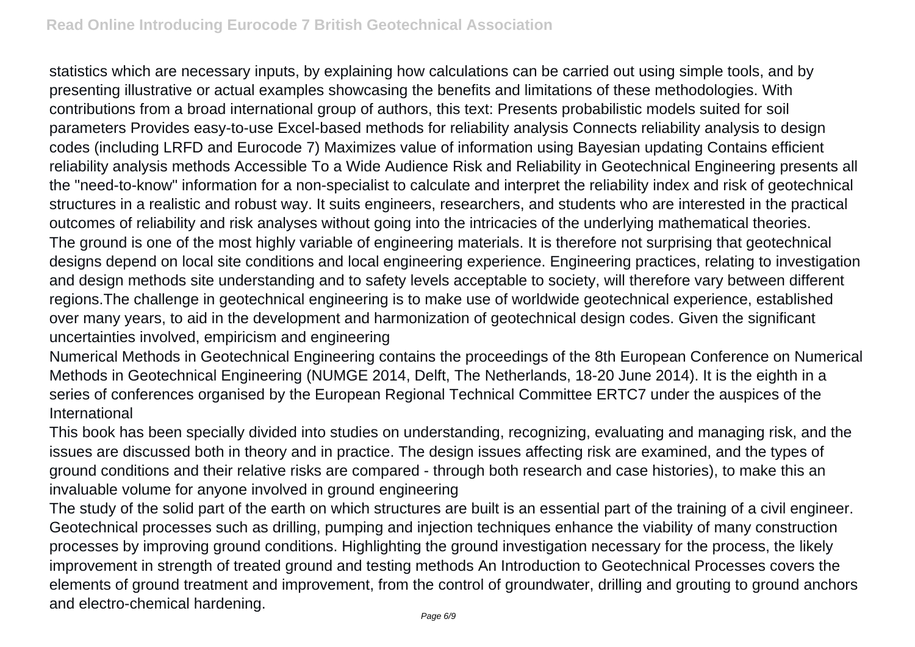statistics which are necessary inputs, by explaining how calculations can be carried out using simple tools, and by presenting illustrative or actual examples showcasing the benefits and limitations of these methodologies. With contributions from a broad international group of authors, this text: Presents probabilistic models suited for soil parameters Provides easy-to-use Excel-based methods for reliability analysis Connects reliability analysis to design codes (including LRFD and Eurocode 7) Maximizes value of information using Bayesian updating Contains efficient reliability analysis methods Accessible To a Wide Audience Risk and Reliability in Geotechnical Engineering presents all the "need-to-know" information for a non-specialist to calculate and interpret the reliability index and risk of geotechnical structures in a realistic and robust way. It suits engineers, researchers, and students who are interested in the practical outcomes of reliability and risk analyses without going into the intricacies of the underlying mathematical theories.

The ground is one of the most highly variable of engineering materials. It is therefore not surprising that geotechnical designs depend on local site conditions and local engineering experience. Engineering practices, relating to investigation and design methods site understanding and to safety levels acceptable to society, will therefore vary between different regions.The challenge in geotechnical engineering is to make use of worldwide geotechnical experience, established over many years, to aid in the development and harmonization of geotechnical design codes. Given the significant uncertainties involved, empiricism and engineering

Numerical Methods in Geotechnical Engineering contains the proceedings of the 8th European Conference on Numerical Methods in Geotechnical Engineering (NUMGE 2014, Delft, The Netherlands, 18-20 June 2014). It is the eighth in a series of conferences organised by the European Regional Technical Committee ERTC7 under the auspices of the International

This book has been specially divided into studies on understanding, recognizing, evaluating and managing risk, and the issues are discussed both in theory and in practice. The design issues affecting risk are examined, and the types of ground conditions and their relative risks are compared - through both research and case histories), to make this an invaluable volume for anyone involved in ground engineering

The study of the solid part of the earth on which structures are built is an essential part of the training of a civil engineer. Geotechnical processes such as drilling, pumping and injection techniques enhance the viability of many construction processes by improving ground conditions. Highlighting the ground investigation necessary for the process, the likely improvement in strength of treated ground and testing methods An Introduction to Geotechnical Processes covers the elements of ground treatment and improvement, from the control of groundwater, drilling and grouting to ground anchors and electro-chemical hardening.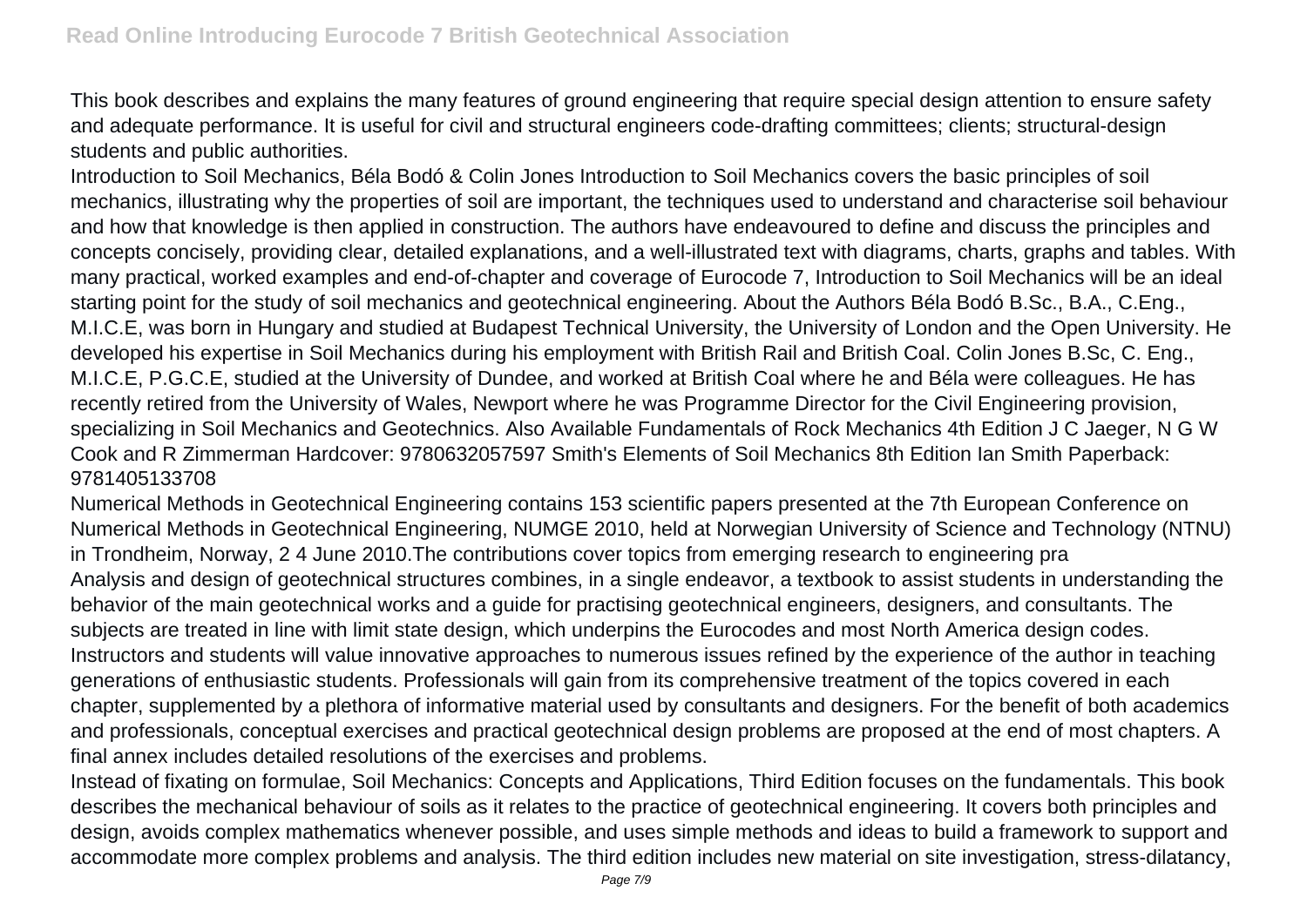This book describes and explains the many features of ground engineering that require special design attention to ensure safety and adequate performance. It is useful for civil and structural engineers code-drafting committees; clients; structural-design students and public authorities.

Introduction to Soil Mechanics, Béla Bodó & Colin Jones Introduction to Soil Mechanics covers the basic principles of soil mechanics, illustrating why the properties of soil are important, the techniques used to understand and characterise soil behaviour and how that knowledge is then applied in construction. The authors have endeavoured to define and discuss the principles and concepts concisely, providing clear, detailed explanations, and a well-illustrated text with diagrams, charts, graphs and tables. With many practical, worked examples and end-of-chapter and coverage of Eurocode 7, Introduction to Soil Mechanics will be an ideal starting point for the study of soil mechanics and geotechnical engineering. About the Authors Béla Bodó B.Sc., B.A., C.Eng., M.I.C.E, was born in Hungary and studied at Budapest Technical University, the University of London and the Open University. He developed his expertise in Soil Mechanics during his employment with British Rail and British Coal. Colin Jones B.Sc, C. Eng., M.I.C.E, P.G.C.E, studied at the University of Dundee, and worked at British Coal where he and Béla were colleagues. He has recently retired from the University of Wales, Newport where he was Programme Director for the Civil Engineering provision, specializing in Soil Mechanics and Geotechnics. Also Available Fundamentals of Rock Mechanics 4th Edition J C Jaeger, N G W Cook and R Zimmerman Hardcover: 9780632057597 Smith's Elements of Soil Mechanics 8th Edition Ian Smith Paperback: 9781405133708

Numerical Methods in Geotechnical Engineering contains 153 scientific papers presented at the 7th European Conference on Numerical Methods in Geotechnical Engineering, NUMGE 2010, held at Norwegian University of Science and Technology (NTNU) in Trondheim, Norway, 2 4 June 2010.The contributions cover topics from emerging research to engineering pra

Analysis and design of geotechnical structures combines, in a single endeavor, a textbook to assist students in understanding the behavior of the main geotechnical works and a guide for practising geotechnical engineers, designers, and consultants. The subjects are treated in line with limit state design, which underpins the Eurocodes and most North America design codes. Instructors and students will value innovative approaches to numerous issues refined by the experience of the author in teaching generations of enthusiastic students. Professionals will gain from its comprehensive treatment of the topics covered in each chapter, supplemented by a plethora of informative material used by consultants and designers. For the benefit of both academics and professionals, conceptual exercises and practical geotechnical design problems are proposed at the end of most chapters. A final annex includes detailed resolutions of the exercises and problems.

Instead of fixating on formulae, Soil Mechanics: Concepts and Applications, Third Edition focuses on the fundamentals. This book describes the mechanical behaviour of soils as it relates to the practice of geotechnical engineering. It covers both principles and design, avoids complex mathematics whenever possible, and uses simple methods and ideas to build a framework to support and accommodate more complex problems and analysis. The third edition includes new material on site investigation, stress-dilatancy,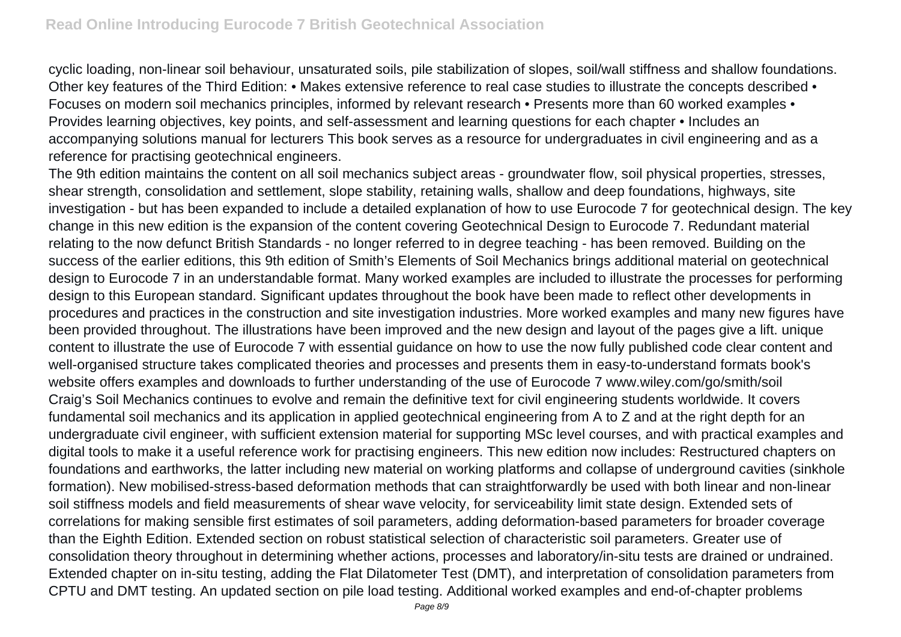cyclic loading, non-linear soil behaviour, unsaturated soils, pile stabilization of slopes, soil/wall stiffness and shallow foundations. Other key features of the Third Edition: • Makes extensive reference to real case studies to illustrate the concepts described • Focuses on modern soil mechanics principles, informed by relevant research • Presents more than 60 worked examples • Provides learning objectives, key points, and self-assessment and learning questions for each chapter • Includes an accompanying solutions manual for lecturers This book serves as a resource for undergraduates in civil engineering and as a reference for practising geotechnical engineers.

The 9th edition maintains the content on all soil mechanics subject areas - groundwater flow, soil physical properties, stresses, shear strength, consolidation and settlement, slope stability, retaining walls, shallow and deep foundations, highways, site investigation - but has been expanded to include a detailed explanation of how to use Eurocode 7 for geotechnical design. The key change in this new edition is the expansion of the content covering Geotechnical Design to Eurocode 7. Redundant material relating to the now defunct British Standards - no longer referred to in degree teaching - has been removed. Building on the success of the earlier editions, this 9th edition of Smith's Elements of Soil Mechanics brings additional material on geotechnical design to Eurocode 7 in an understandable format. Many worked examples are included to illustrate the processes for performing design to this European standard. Significant updates throughout the book have been made to reflect other developments in procedures and practices in the construction and site investigation industries. More worked examples and many new figures have been provided throughout. The illustrations have been improved and the new design and layout of the pages give a lift. unique content to illustrate the use of Eurocode 7 with essential guidance on how to use the now fully published code clear content and well-organised structure takes complicated theories and processes and presents them in easy-to-understand formats book's website offers examples and downloads to further understanding of the use of Eurocode 7 www.wiley.com/go/smith/soil

Craig's Soil Mechanics continues to evolve and remain the definitive text for civil engineering students worldwide. It covers fundamental soil mechanics and its application in applied geotechnical engineering from A to Z and at the right depth for an undergraduate civil engineer, with sufficient extension material for supporting MSc level courses, and with practical examples and digital tools to make it a useful reference work for practising engineers. This new edition now includes: Restructured chapters on foundations and earthworks, the latter including new material on working platforms and collapse of underground cavities (sinkhole formation). New mobilised-stress-based deformation methods that can straightforwardly be used with both linear and non-linear soil stiffness models and field measurements of shear wave velocity, for serviceability limit state design. Extended sets of correlations for making sensible first estimates of soil parameters, adding deformation-based parameters for broader coverage than the Eighth Edition. Extended section on robust statistical selection of characteristic soil parameters. Greater use of consolidation theory throughout in determining whether actions, processes and laboratory/in-situ tests are drained or undrained. Extended chapter on in-situ testing, adding the Flat Dilatometer Test (DMT), and interpretation of consolidation parameters from CPTU and DMT testing. An updated section on pile load testing. Additional worked examples and end-of-chapter problems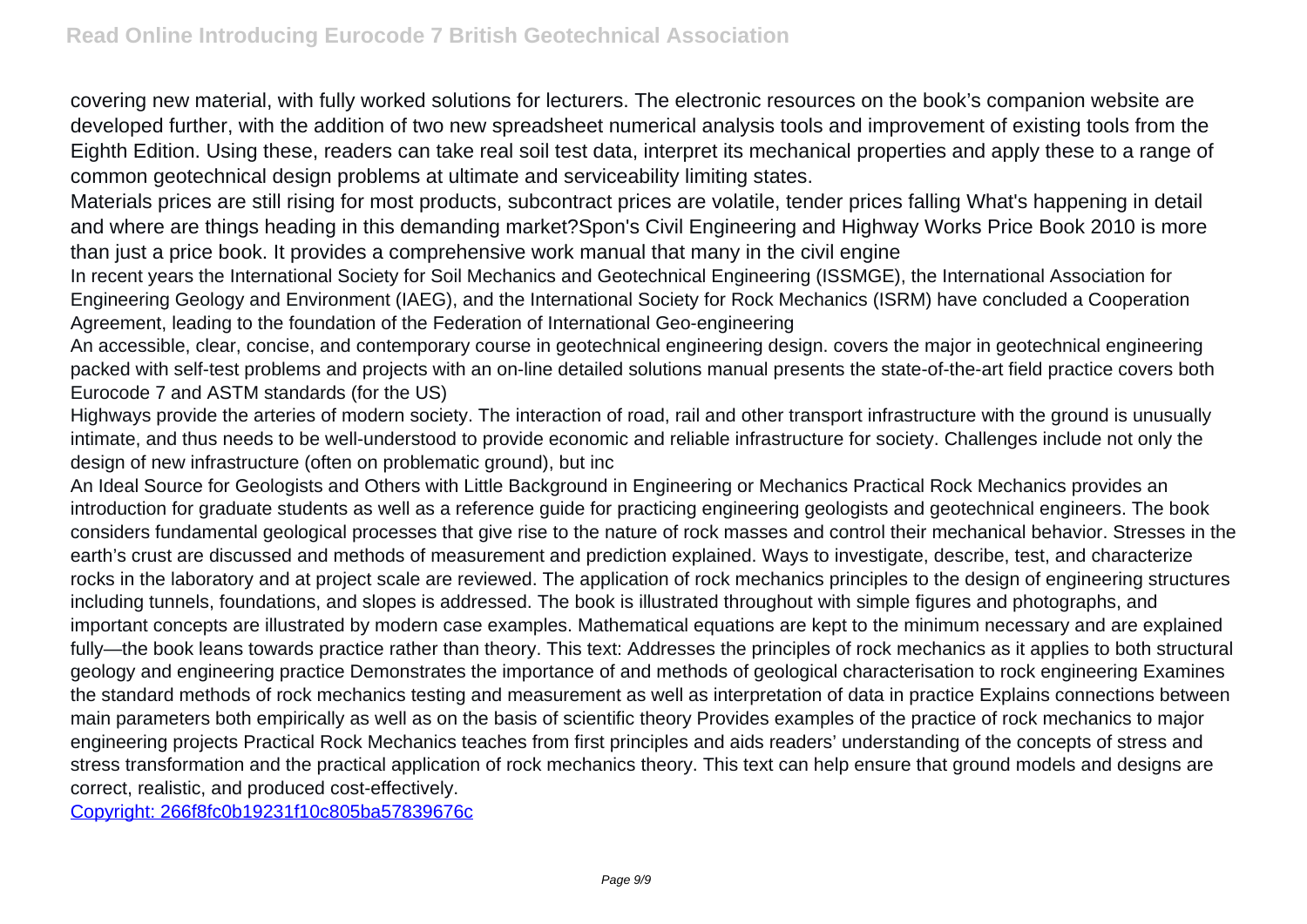covering new material, with fully worked solutions for lecturers. The electronic resources on the book's companion website are developed further, with the addition of two new spreadsheet numerical analysis tools and improvement of existing tools from the Eighth Edition. Using these, readers can take real soil test data, interpret its mechanical properties and apply these to a range of common geotechnical design problems at ultimate and serviceability limiting states.

Materials prices are still rising for most products, subcontract prices are volatile, tender prices falling What's happening in detail and where are things heading in this demanding market?Spon's Civil Engineering and Highway Works Price Book 2010 is more than just a price book. It provides a comprehensive work manual that many in the civil engine

In recent years the International Society for Soil Mechanics and Geotechnical Engineering (ISSMGE), the International Association for Engineering Geology and Environment (IAEG), and the International Society for Rock Mechanics (ISRM) have concluded a Cooperation Agreement, leading to the foundation of the Federation of International Geo-engineering

An accessible, clear, concise, and contemporary course in geotechnical engineering design. covers the major in geotechnical engineering packed with self-test problems and projects with an on-line detailed solutions manual presents the state-of-the-art field practice covers both Eurocode 7 and ASTM standards (for the US)

Highways provide the arteries of modern society. The interaction of road, rail and other transport infrastructure with the ground is unusually intimate, and thus needs to be well-understood to provide economic and reliable infrastructure for society. Challenges include not only the design of new infrastructure (often on problematic ground), but inc

An Ideal Source for Geologists and Others with Little Background in Engineering or Mechanics Practical Rock Mechanics provides an introduction for graduate students as well as a reference guide for practicing engineering geologists and geotechnical engineers. The book considers fundamental geological processes that give rise to the nature of rock masses and control their mechanical behavior. Stresses in the earth's crust are discussed and methods of measurement and prediction explained. Ways to investigate, describe, test, and characterize rocks in the laboratory and at project scale are reviewed. The application of rock mechanics principles to the design of engineering structures including tunnels, foundations, and slopes is addressed. The book is illustrated throughout with simple figures and photographs, and important concepts are illustrated by modern case examples. Mathematical equations are kept to the minimum necessary and are explained fully—the book leans towards practice rather than theory. This text: Addresses the principles of rock mechanics as it applies to both structural geology and engineering practice Demonstrates the importance of and methods of geological characterisation to rock engineering Examines the standard methods of rock mechanics testing and measurement as well as interpretation of data in practice Explains connections between main parameters both empirically as well as on the basis of scientific theory Provides examples of the practice of rock mechanics to major engineering projects Practical Rock Mechanics teaches from first principles and aids readers' understanding of the concepts of stress and stress transformation and the practical application of rock mechanics theory. This text can help ensure that ground models and designs are correct, realistic, and produced cost-effectively.

Copyright: 266f8fc0b19231f10c805ba57839676c